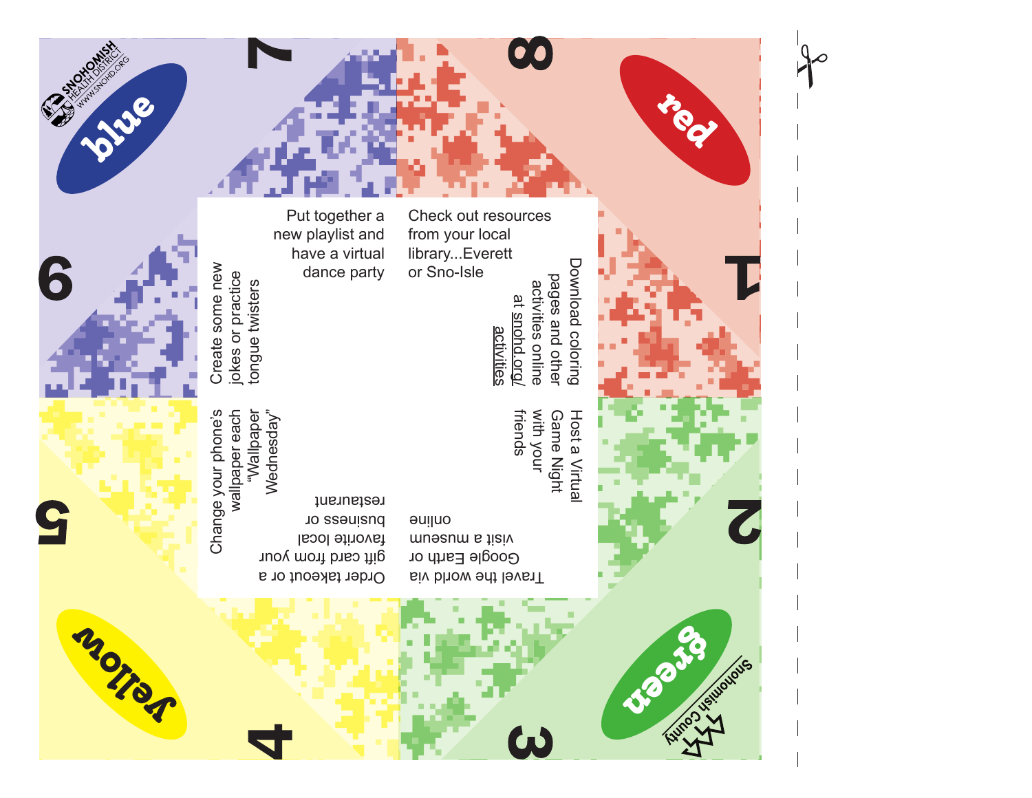SNOHOMISH HEALTH DISTRICT
WWW.SNOHD.ORG

blue

red

yellow

green

Snohomish County

7

8

1

2

3

4

5

6

Check out resources from your local library...Everett or Sno-Isle

Download coloring pages and other activities online at snohd.org/activities

Host a Virtual Game Night with your friends

Travel the world via Google Earth or visit a museum online

Order takeout or a gift card from your favorite local business or restaurant

Change your phone's wallpaper each "Wallpaper Wednesday"

Create some new jokes or practice tongue twisters

Put together a new playlist and have a virtual dance party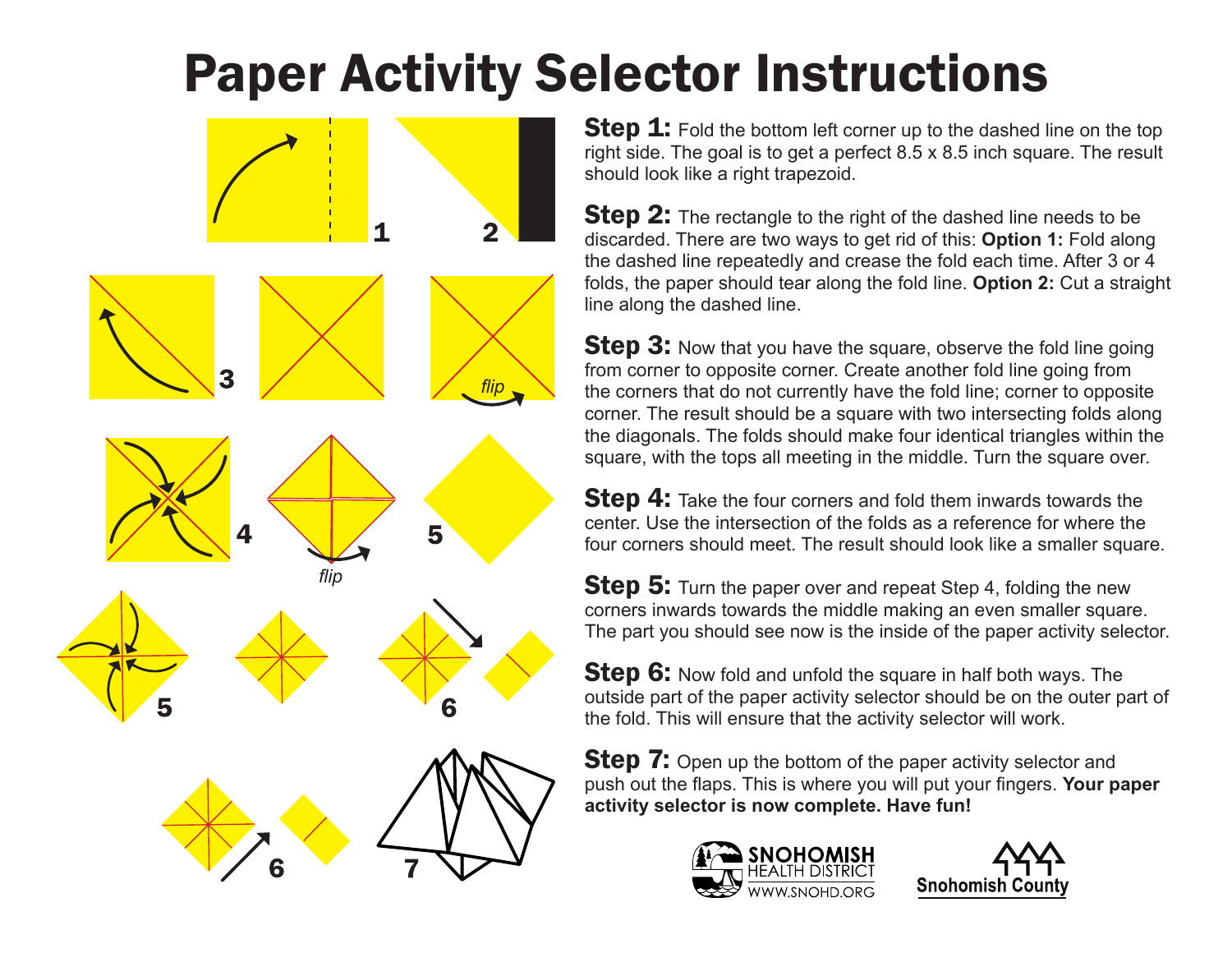# Paper Activity Selector Instructions

1

2

3

*flip*

4

*flip*

5

5

6

6

7

**Step 1:** Fold the bottom left corner up to the dashed line on the top right side. The goal is to get a perfect 8.5 x 8.5 inch square. The result should look like a right trapezoid.

**Step 2:** The rectangle to the right of the dashed line needs to be discarded. There are two ways to get rid of this: **Option 1:** Fold along the dashed line repeatedly and crease the fold each time. After 3 or 4 folds, the paper should tear along the fold line. **Option 2:** Cut a straight line along the dashed line.

**Step 3:** Now that you have the square, observe the fold line going from corner to opposite corner. Create another fold line going from the corners that do not currently have the fold line; corner to opposite corner. The result should be a square with two intersecting folds along the diagonals. The folds should make four identical triangles within the square, with the tops all meeting in the middle. Turn the square over.

**Step 4:** Take the four corners and fold them inwards towards the center. Use the intersection of the folds as a reference for where the four corners should meet. The result should look like a smaller square.

**Step 5:** Turn the paper over and repeat Step 4, folding the new corners inwards towards the middle making an even smaller square. The part you should see now is the inside of the paper activity selector.

**Step 6:** Now fold and unfold the square in half both ways. The outside part of the paper activity selector should be on the outer part of the fold. This will ensure that the activity selector will work.

**Step 7:** Open up the bottom of the paper activity selector and push out the flaps. This is where you will put your fingers. **Your paper activity selector is now complete. Have fun!**

SNOHOMISH HEALTH DISTRICT
WWW.SNOHD.ORG

Snohomish County